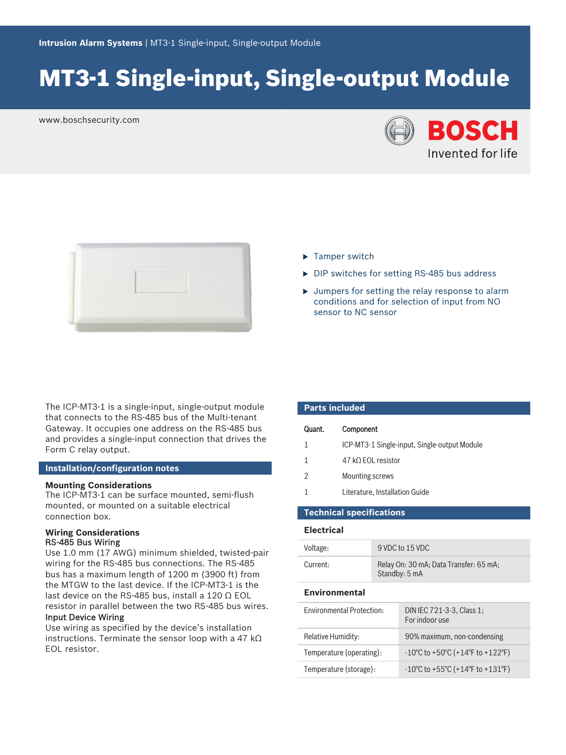**Intrusion Alarm Systems** | MT3-1 Single-input, Single-output Module

# MT3-1 Single-input, Single-output Module

www.boschsecurity.com

BOSCH
Invented for life

- Tamper switch
- DIP switches for setting RS-485 bus address
- Jumpers for setting the relay response to alarm conditions and for selection of input from NO sensor to NC sensor

The ICP-MT3-1 is a single-input, single-output module that connects to the RS-485 bus of the Multi-tenant Gateway. It occupies one address on the RS-485 bus and provides a single-input connection that drives the Form C relay output.

## Installation/configuration notes

**Mounting Considerations**
The ICP-MT3-1 can be surface mounted, semi-flush mounted, or mounted on a suitable electrical connection box.

**Wiring Considerations**

RS-485 Bus Wiring
Use 1.0 mm (17 AWG) minimum shielded, twisted-pair wiring for the RS-485 bus connections. The RS-485 bus has a maximum length of 1200 m (3900 ft) from the MTGW to the last device. If the ICP-MT3-1 is the last device on the RS-485 bus, install a 120 Ω EOL resistor in parallel between the two RS-485 bus wires.

Input Device Wiring
Use wiring as specified by the device's installation instructions. Terminate the sensor loop with a 47 kΩ EOL resistor.

## Parts included

| Quant. | Component |
| --- | --- |
| 1 | ICP-MT3-1 Single-input, Single-output Module |
| 1 | 47 kΩ EOL resistor |
| 2 | Mounting screws |
| 1 | Literature, Installation Guide |

## Technical specifications

### Electrical

| | |
| --- | --- |
| Voltage: | 9 VDC to 15 VDC |
| Current: | Relay On: 30 mA; Data Transfer: 65 mA; Standby: 5 mA |

### Environmental

| | |
| --- | --- |
| Environmental Protection: | DIN IEC 721-3-3, Class 1; For indoor use |
| Relative Humidity: | 90% maximum, non-condensing |
| Temperature (operating): | -10°C to +50°C (+14°F to +122°F) |
| Temperature (storage): | -10°C to +55°C (+14°F to +131°F) |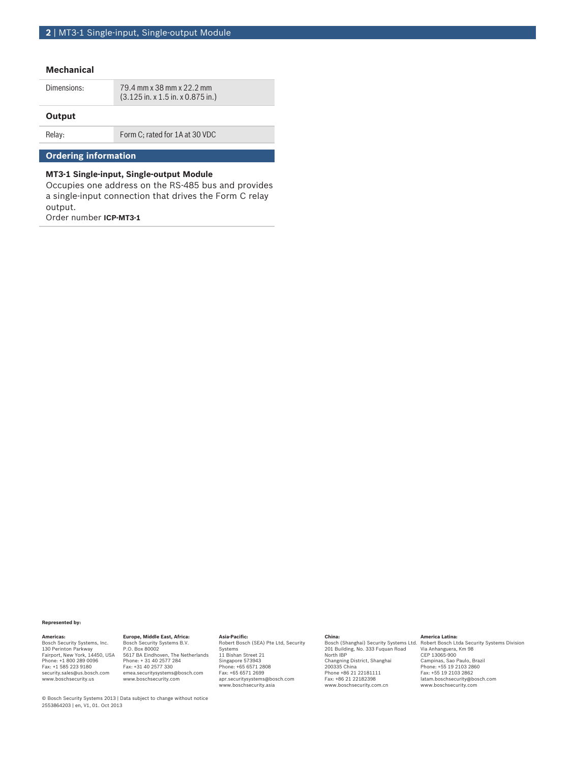### Mechanical

| | |
|---|---|
| Dimensions: | 79.4 mm x 38 mm x 22.2 mm (3.125 in. x 1.5 in. x 0.875 in.) |

### Output

| | |
|---|---|
| Relay: | Form C; rated for 1A at 30 VDC |

## Ordering information

**MT3-1 Single-input, Single-output Module**

Occupies one address on the RS-485 bus and provides a single-input connection that drives the Form C relay output.

Order number **ICP-MT3-1**

**Represented by:**

**Americas:**
Bosch Security Systems, Inc.
130 Perinton Parkway
Fairport, New York, 14450, USA
Phone: +1 800 289 0096
Fax: +1 585 223 9180
security.sales@us.bosch.com
www.boschsecurity.us

**Europe, Middle East, Africa:**
Bosch Security Systems B.V.
P.O. Box 80002
5617 BA Eindhoven, The Netherlands
Phone: + 31 40 2577 284
Fax: +31 40 2577 330
emea.securitysystems@bosch.com
www.boschsecurity.com

**Asia-Pacific:**
Robert Bosch (SEA) Pte Ltd, Security Systems
11 Bishan Street 21
Singapore 573943
Phone: +65 6571 2808
Fax: +65 6571 2699
apr.securitysystems@bosch.com
www.boschsecurity.asia

**China:**
Bosch (Shanghai) Security Systems Ltd.
201 Building, No. 333 Fuquan Road
North IBP
Changning District, Shanghai
200335 China
Phone +86 21 22181111
Fax: +86 21 22182398
www.boschsecurity.com.cn

**America Latina:**
Robert Bosch Ltda Security Systems Division
Via Anhanguera, Km 98
CEP 13065-900
Campinas, Sao Paulo, Brazil
Phone: +55 19 2103 2860
Fax: +55 19 2103 2862
latam.boschsecurity@bosch.com
www.boschsecurity.com

© Bosch Security Systems 2013 | Data subject to change without notice
2553864203 | en, V1, 01. Oct 2013